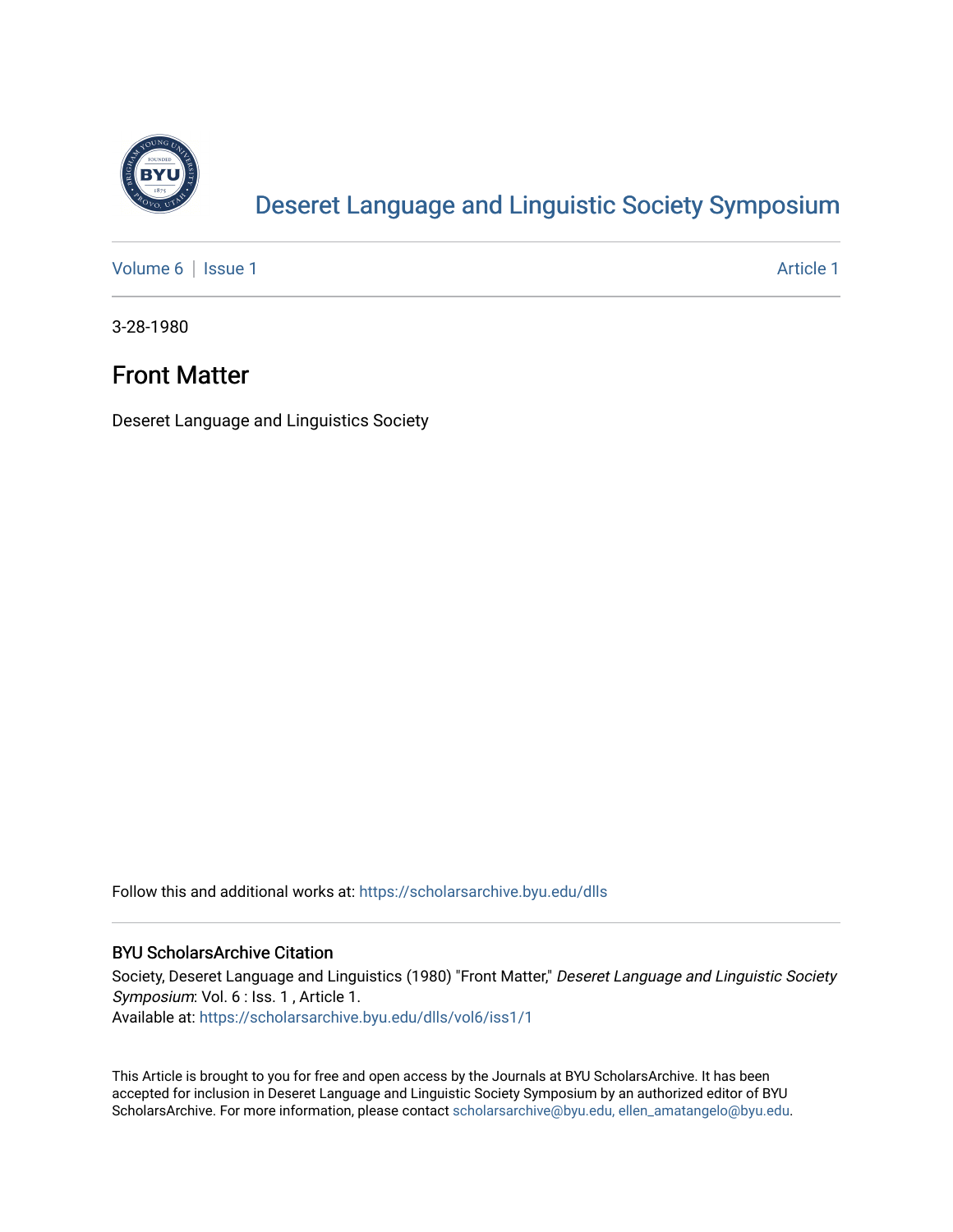# Deseret Language and Linguistic Society Symposium

Volume 6 | Issue 1 Article 1

3-28-1980

## Front Matter

Deseret Language and Linguistics Society

Follow this and additional works at: https://scholarsarchive.byu.edu/dlls

### BYU ScholarsArchive Citation

Society, Deseret Language and Linguistics (1980) "Front Matter," *Deseret Language and Linguistic Society Symposium*: Vol. 6 : Iss. 1 , Article 1.
Available at: https://scholarsarchive.byu.edu/dlls/vol6/iss1/1

This Article is brought to you for free and open access by the Journals at BYU ScholarsArchive. It has been accepted for inclusion in Deseret Language and Linguistic Society Symposium by an authorized editor of BYU ScholarsArchive. For more information, please contact scholarsarchive@byu.edu, ellen_amatangelo@byu.edu.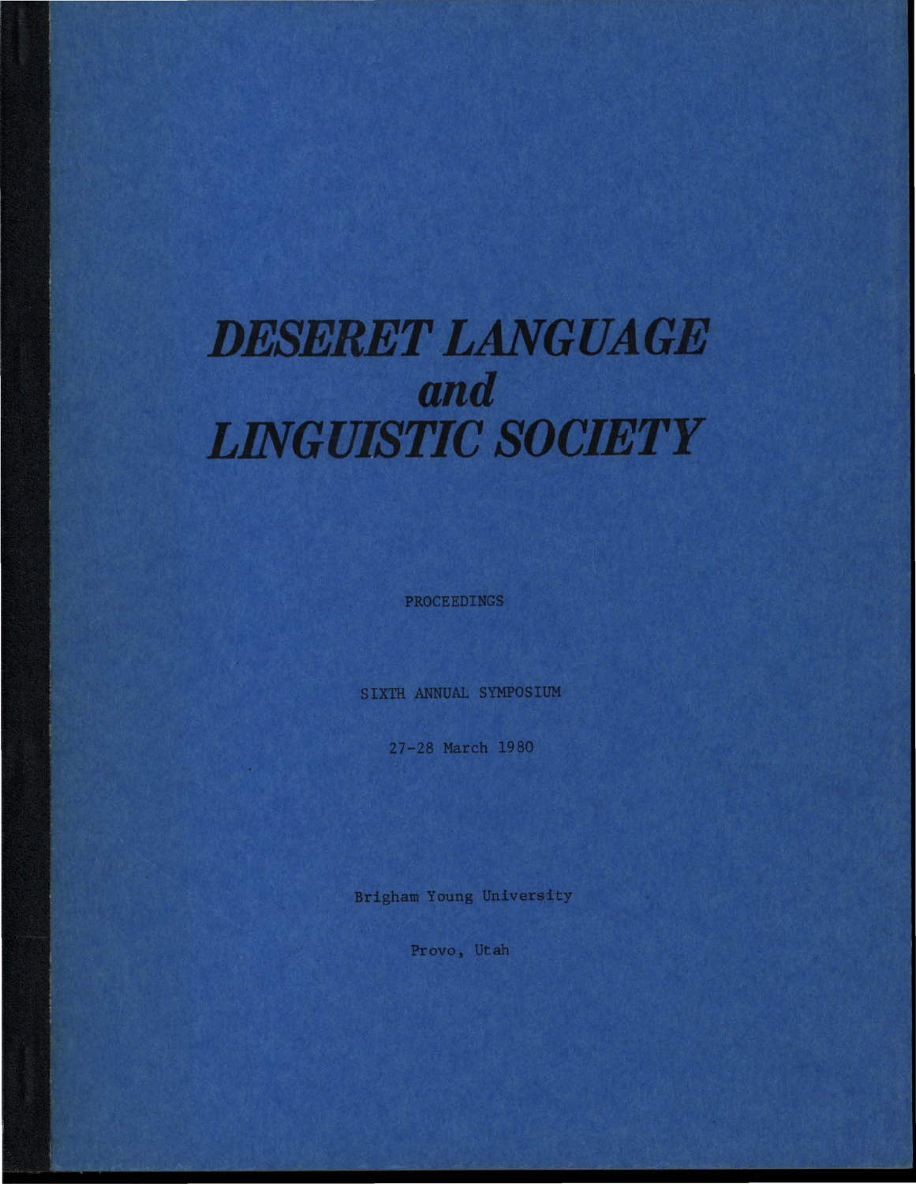# DESERET LANGUAGE
# *and*
# LINGUISTIC SOCIETY

PROCEEDINGS

SIXTH ANNUAL SYMPOSIUM

27-28 March 1980

Brigham Young University

Provo, Utah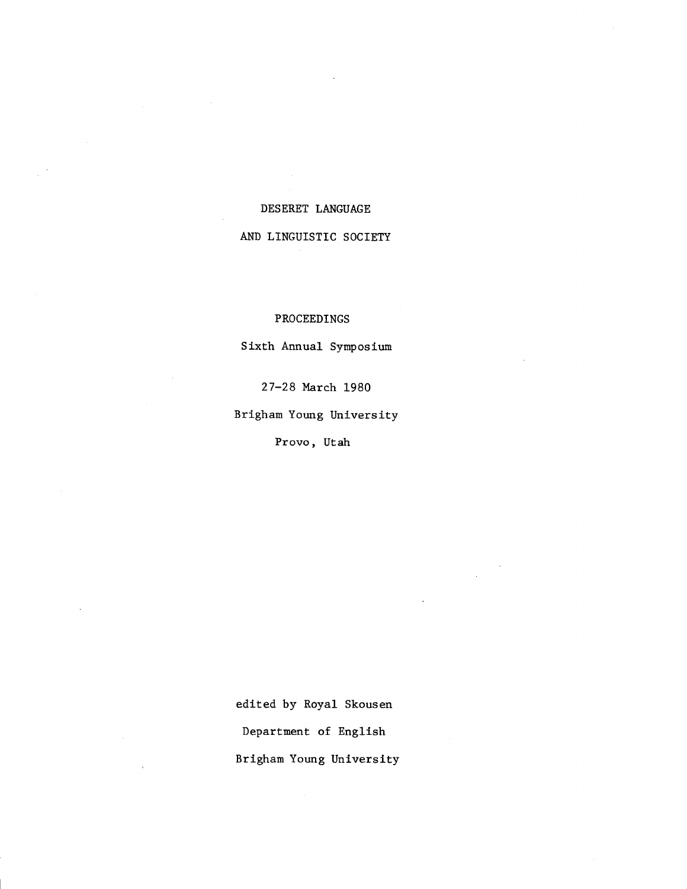# DESERET LANGUAGE

# AND LINGUISTIC SOCIETY

## PROCEEDINGS

Sixth Annual Symposium

27–28 March 1980

Brigham Young University

Provo, Utah

edited by Royal Skousen

Department of English

Brigham Young University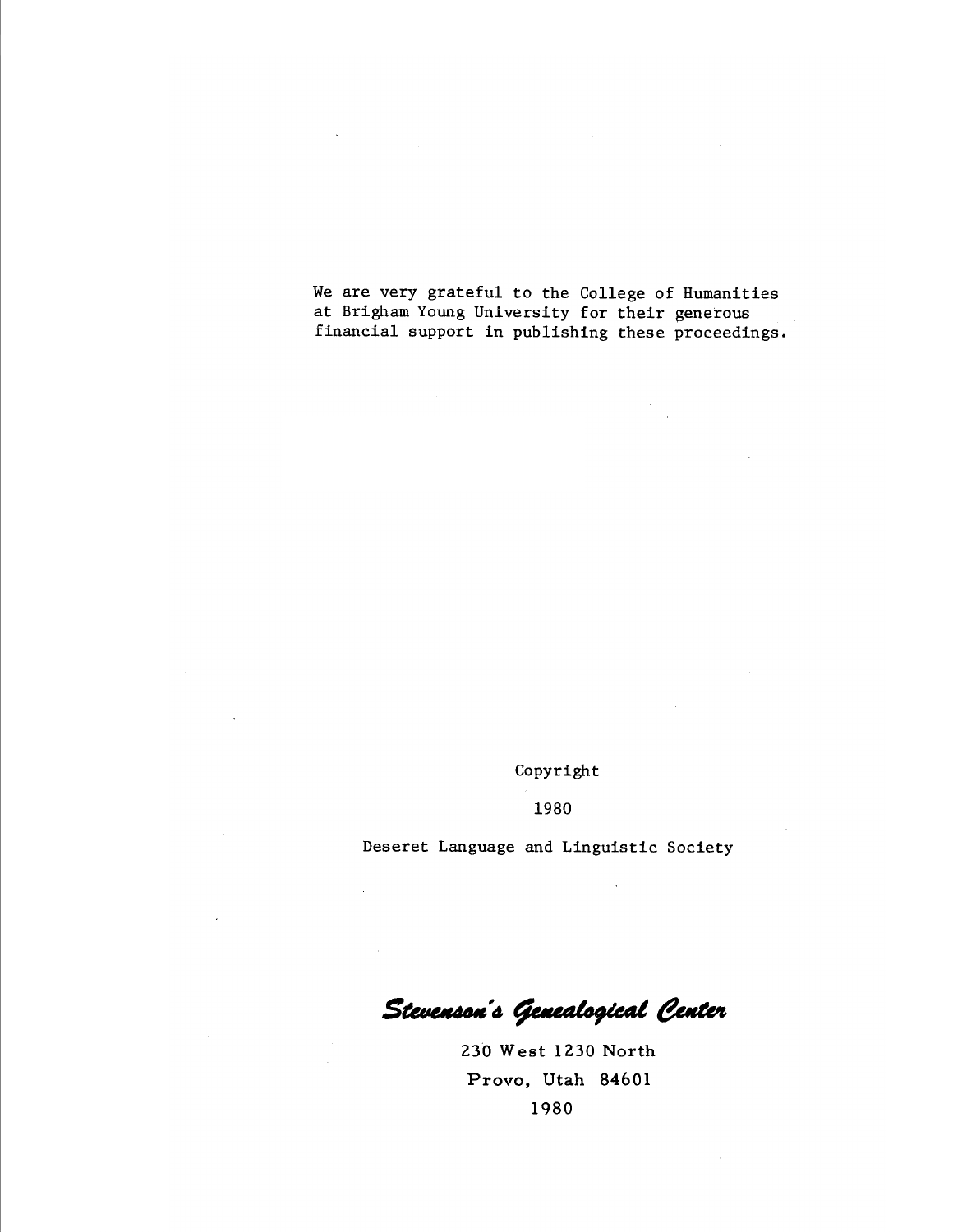We are very grateful to the College of Humanities at Brigham Young University for their generous financial support in publishing these proceedings.

Copyright

1980

Deseret Language and Linguistic Society

*Stevenson's Genealogical Center*

230 West 1230 North
Provo, Utah 84601
1980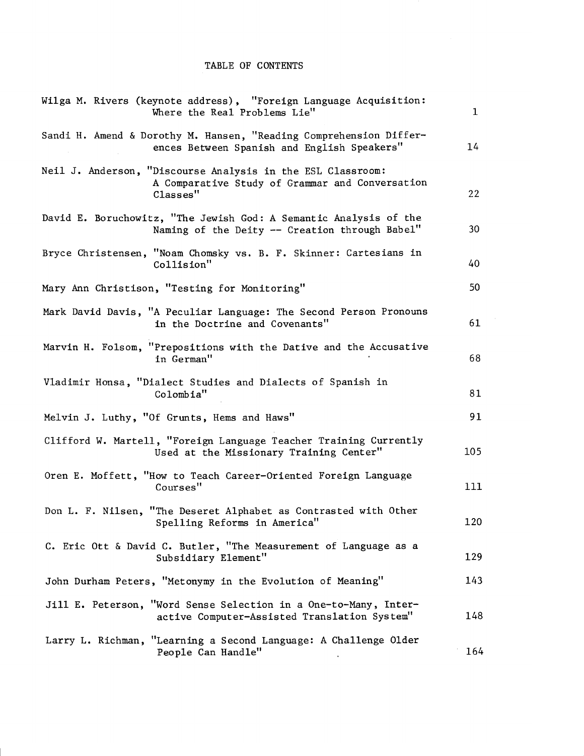# TABLE OF CONTENTS

| | |
|---|---|
| Wilga M. Rivers (keynote address), "Foreign Language Acquisition: Where the Real Problems Lie" | 1 |
| Sandi H. Amend & Dorothy M. Hansen, "Reading Comprehension Differences Between Spanish and English Speakers" | 14 |
| Neil J. Anderson, "Discourse Analysis in the ESL Classroom: A Comparative Study of Grammar and Conversation Classes" | 22 |
| David E. Boruchowitz, "The Jewish God: A Semantic Analysis of the Naming of the Deity -- Creation through Babel" | 30 |
| Bryce Christensen, "Noam Chomsky vs. B. F. Skinner: Cartesians in Collision" | 40 |
| Mary Ann Christison, "Testing for Monitoring" | 50 |
| Mark David Davis, "A Peculiar Language: The Second Person Pronouns in the Doctrine and Covenants" | 61 |
| Marvin H. Folsom, "Prepositions with the Dative and the Accusative in German" | 68 |
| Vladimir Honsa, "Dialect Studies and Dialects of Spanish in Colombia" | 81 |
| Melvin J. Luthy, "Of Grunts, Hems and Haws" | 91 |
| Clifford W. Martell, "Foreign Language Teacher Training Currently Used at the Missionary Training Center" | 105 |
| Oren E. Moffett, "How to Teach Career-Oriented Foreign Language Courses" | 111 |
| Don L. F. Nilsen, "The Deseret Alphabet as Contrasted with Other Spelling Reforms in America" | 120 |
| C. Eric Ott & David C. Butler, "The Measurement of Language as a Subsidiary Element" | 129 |
| John Durham Peters, "Metonymy in the Evolution of Meaning" | 143 |
| Jill E. Peterson, "Word Sense Selection in a One-to-Many, Interactive Computer-Assisted Translation System" | 148 |
| Larry L. Richman, "Learning a Second Language: A Challenge Older People Can Handle" | 164 |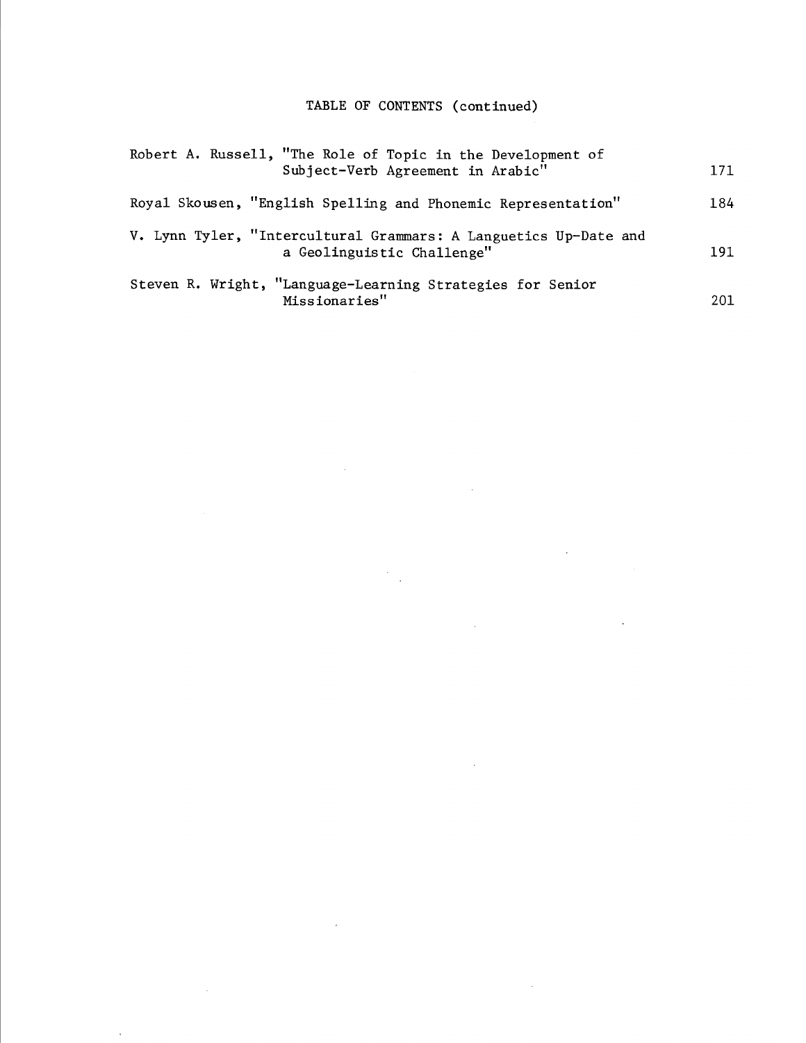## TABLE OF CONTENTS (continued)

| | |
|---|---|
| Robert A. Russell, "The Role of Topic in the Development of Subject-Verb Agreement in Arabic" | 171 |
| Royal Skousen, "English Spelling and Phonemic Representation" | 184 |
| V. Lynn Tyler, "Intercultural Grammars: A Languetics Up-Date and a Geolinguistic Challenge" | 191 |
| Steven R. Wright, "Language-Learning Strategies for Senior Missionaries" | 201 |